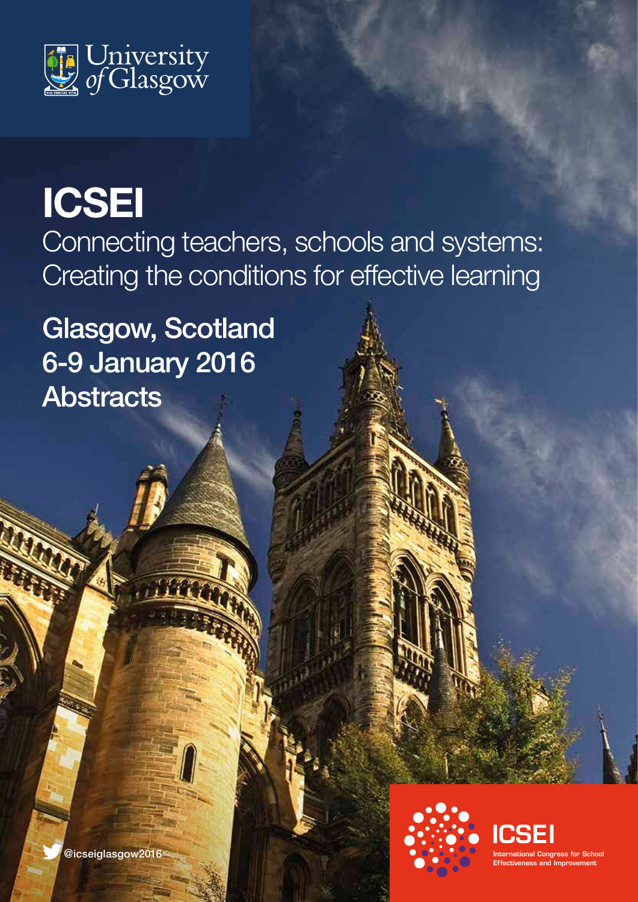University of Glasgow

# ICSEI

## Connecting teachers, schools and systems: Creating the conditions for effective learning

## Glasgow, Scotland
## 6-9 January 2016
## Abstracts

@icseiglasgow2016

ICSEI

International Congress for School Effectiveness and Improvement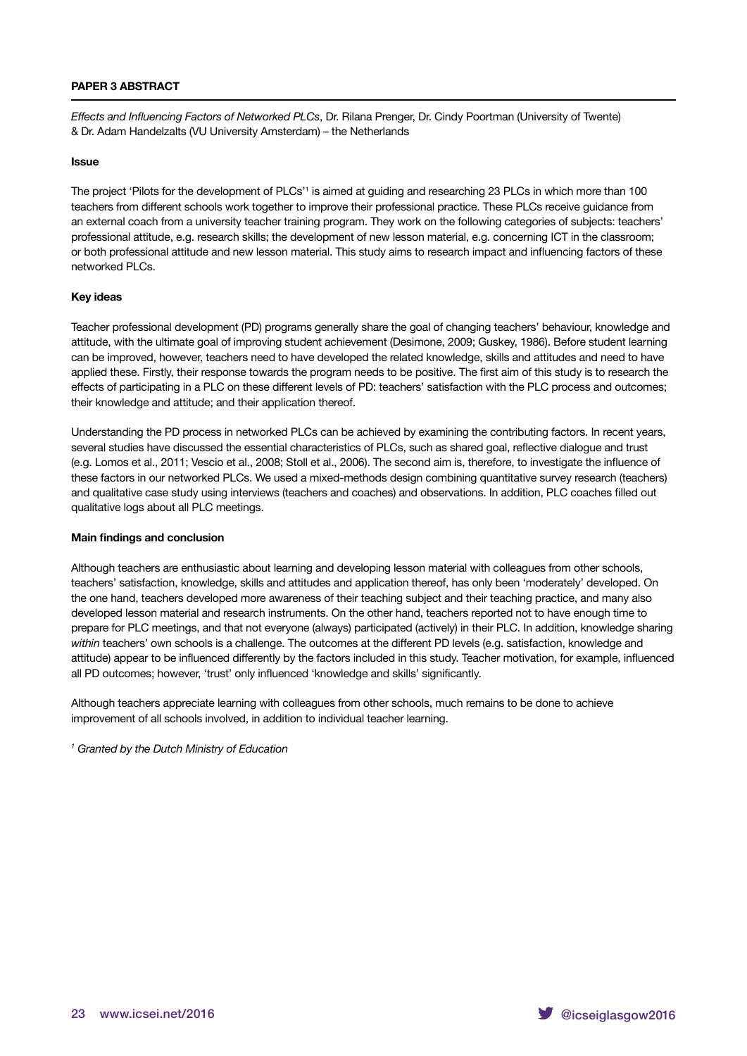## PAPER 3 ABSTRACT

*Effects and Influencing Factors of Networked PLCs*, Dr. Rilana Prenger, Dr. Cindy Poortman (University of Twente) & Dr. Adam Handelzalts (VU University Amsterdam) – the Netherlands

### Issue

The project 'Pilots for the development of PLCs'[1] is aimed at guiding and researching 23 PLCs in which more than 100 teachers from different schools work together to improve their professional practice. These PLCs receive guidance from an external coach from a university teacher training program. They work on the following categories of subjects: teachers' professional attitude, e.g. research skills; the development of new lesson material, e.g. concerning ICT in the classroom; or both professional attitude and new lesson material. This study aims to research impact and influencing factors of these networked PLCs.

### Key ideas

Teacher professional development (PD) programs generally share the goal of changing teachers' behaviour, knowledge and attitude, with the ultimate goal of improving student achievement (Desimone, 2009; Guskey, 1986). Before student learning can be improved, however, teachers need to have developed the related knowledge, skills and attitudes and need to have applied these. Firstly, their response towards the program needs to be positive. The first aim of this study is to research the effects of participating in a PLC on these different levels of PD: teachers' satisfaction with the PLC process and outcomes; their knowledge and attitude; and their application thereof.

Understanding the PD process in networked PLCs can be achieved by examining the contributing factors. In recent years, several studies have discussed the essential characteristics of PLCs, such as shared goal, reflective dialogue and trust (e.g. Lomos et al., 2011; Vescio et al., 2008; Stoll et al., 2006). The second aim is, therefore, to investigate the influence of these factors in our networked PLCs. We used a mixed-methods design combining quantitative survey research (teachers) and qualitative case study using interviews (teachers and coaches) and observations. In addition, PLC coaches filled out qualitative logs about all PLC meetings.

### Main findings and conclusion

Although teachers are enthusiastic about learning and developing lesson material with colleagues from other schools, teachers' satisfaction, knowledge, skills and attitudes and application thereof, has only been 'moderately' developed. On the one hand, teachers developed more awareness of their teaching subject and their teaching practice, and many also developed lesson material and research instruments. On the other hand, teachers reported not to have enough time to prepare for PLC meetings, and that not everyone (always) participated (actively) in their PLC. In addition, knowledge sharing *within* teachers' own schools is a challenge. The outcomes at the different PD levels (e.g. satisfaction, knowledge and attitude) appear to be influenced differently by the factors included in this study. Teacher motivation, for example, influenced all PD outcomes; however, 'trust' only influenced 'knowledge and skills' significantly.

Although teachers appreciate learning with colleagues from other schools, much remains to be done to achieve improvement of all schools involved, in addition to individual teacher learning.

*[1] Granted by the Dutch Ministry of Education*